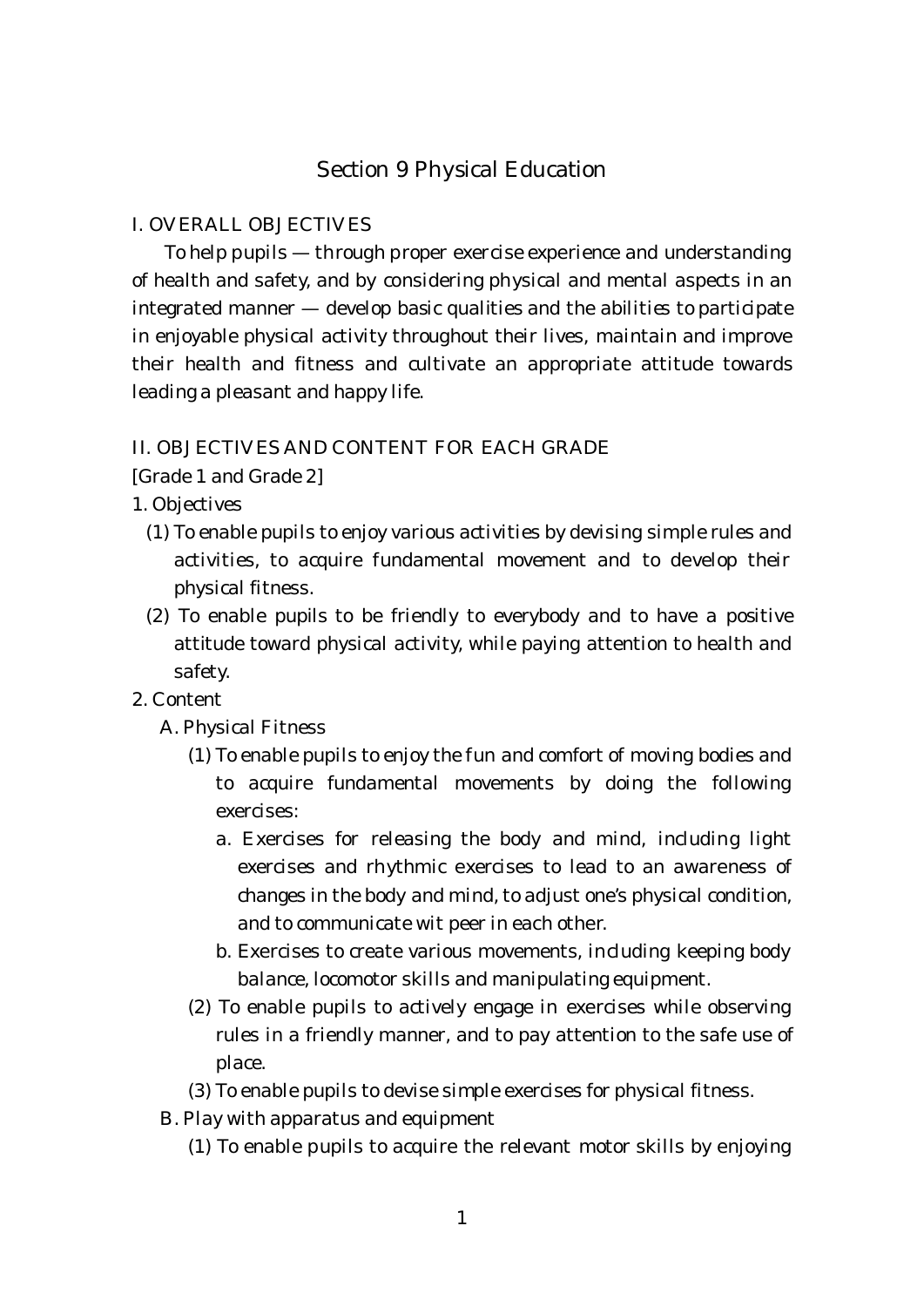# Section 9 Physical Education

## I. OVERALL OBJECTIVES

To help pupils — through proper exercise experience and understanding of health and safety, and by considering physical and mental aspects in an integrated manner — develop basic qualities and the abilities to participate in enjoyable physical activity throughout their lives, maintain and improve their health and fitness and cultivate an appropriate attitude towards leading a pleasant and happy life.

## II. OBJECTIVES AND CONTENT FOR EACH GRADE

[Grade 1 and Grade 2]

1. Objectives
   - (1) To enable pupils to enjoy various activities by devising simple rules and activities, to acquire fundamental movement and to develop their physical fitness.
   - (2) To enable pupils to be friendly to everybody and to have a positive attitude toward physical activity, while paying attention to health and safety.
2. Content
   - A. Physical Fitness
     - (1) To enable pupils to enjoy the fun and comfort of moving bodies and to acquire fundamental movements by doing the following exercises:
       - a. Exercises for releasing the body and mind, including light exercises and rhythmic exercises to lead to an awareness of changes in the body and mind, to adjust one's physical condition, and to communicate wit peer in each other.
       - b. Exercises to create various movements, including keeping body balance, locomotor skills and manipulating equipment.
     - (2) To enable pupils to actively engage in exercises while observing rules in a friendly manner, and to pay attention to the safe use of place.
     - (3) To enable pupils to devise simple exercises for physical fitness.
   - B. Play with apparatus and equipment
     - (1) To enable pupils to acquire the relevant motor skills by enjoying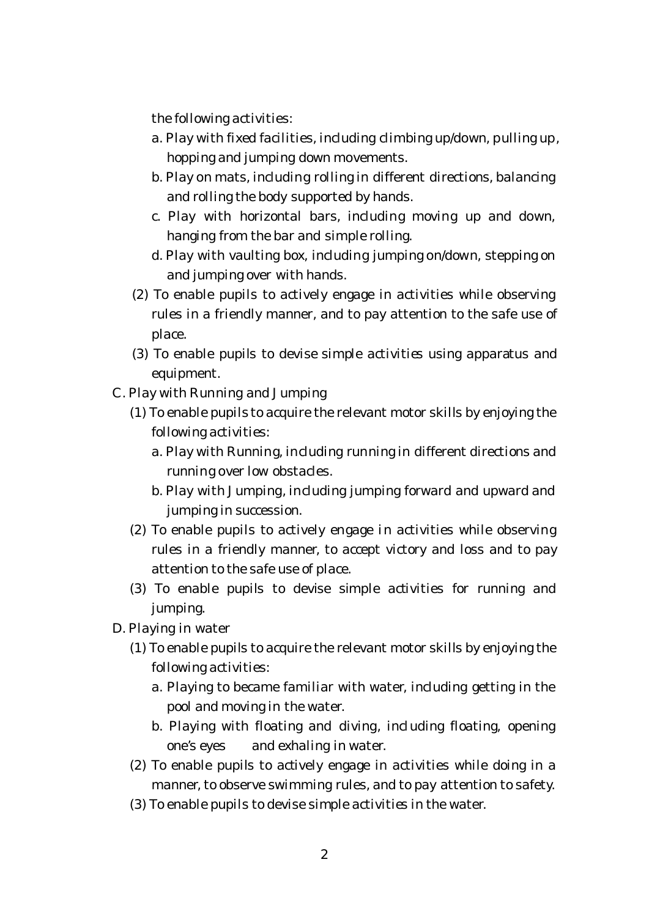the following activities:

   a. Play with fixed facilities, including climbing up/down, pulling up, hopping and jumping down movements.
   b. Play on mats, including rolling in different directions, balancing and rolling the body supported by hands.
   c. Play with horizontal bars, including moving up and down, hanging from the bar and simple rolling.
   d. Play with vaulting box, including jumping on/down, stepping on and jumping over with hands.

(2) To enable pupils to actively engage in activities while observing rules in a friendly manner, and to pay attention to the safe use of place.

(3) To enable pupils to devise simple activities using apparatus and equipment.

C. Play with Running and Jumping

(1) To enable pupils to acquire the relevant motor skills by enjoying the following activities:

   a. Play with Running, including running in different directions and running over low obstacles.
   b. Play with Jumping, including jumping forward and upward and jumping in succession.

(2) To enable pupils to actively engage in activities while observing rules in a friendly manner, to accept victory and loss and to pay attention to the safe use of place.

(3) To enable pupils to devise simple activities for running and jumping.

D. Playing in water

(1) To enable pupils to acquire the relevant motor skills by enjoying the following activities:

   a. Playing to became familiar with water, including getting in the pool and moving in the water.
   b. Playing with floating and diving, including floating, opening one's eyes and exhaling in water.

(2) To enable pupils to actively engage in activities while doing in a manner, to observe swimming rules, and to pay attention to safety.

(3) To enable pupils to devise simple activities in the water.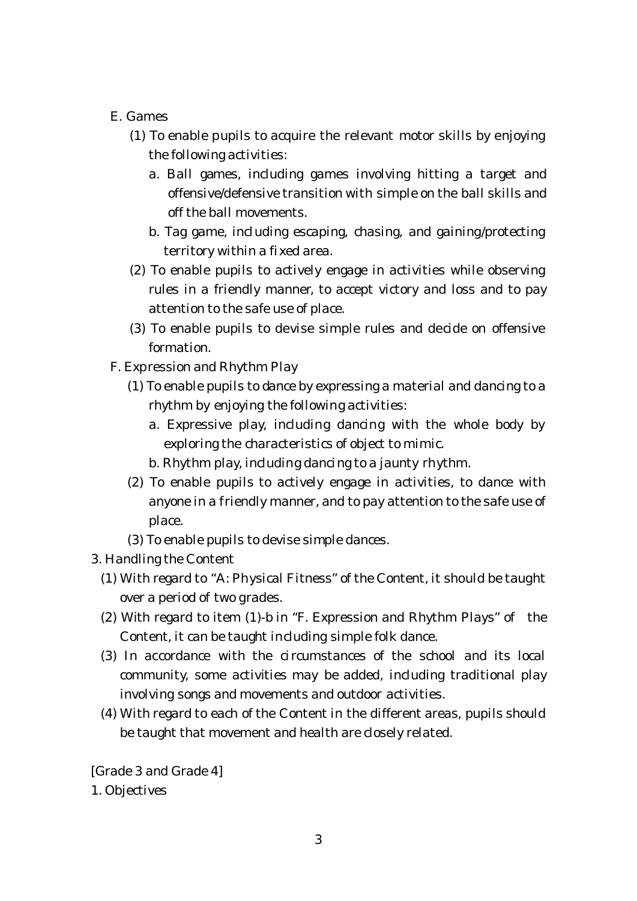E. Games

(1) To enable pupils to acquire the relevant motor skills by enjoying the following activities:

a. Ball games, including games involving hitting a target and offensive/defensive transition with simple on the ball skills and off the ball movements.

b. Tag game, including escaping, chasing, and gaining/protecting territory within a fixed area.

(2) To enable pupils to actively engage in activities while observing rules in a friendly manner, to accept victory and loss and to pay attention to the safe use of place.

(3) To enable pupils to devise simple rules and decide on offensive formation.

F. Expression and Rhythm Play

(1) To enable pupils to dance by expressing a material and dancing to a rhythm by enjoying the following activities:

a. Expressive play, including dancing with the whole body by exploring the characteristics of object to mimic.

b. Rhythm play, including dancing to a jaunty rhythm.

(2) To enable pupils to actively engage in activities, to dance with anyone in a friendly manner, and to pay attention to the safe use of place.

(3) To enable pupils to devise simple dances.

3. Handling the Content

(1) With regard to "A: Physical Fitness" of the Content, it should be taught over a period of two grades.

(2) With regard to item (1)-b in "F. Expression and Rhythm Plays" of the Content, it can be taught including simple folk dance.

(3) In accordance with the circumstances of the school and its local community, some activities may be added, including traditional play involving songs and movements and outdoor activities.

(4) With regard to each of the Content in the different areas, pupils should be taught that movement and health are closely related.

[Grade 3 and Grade 4]

1. Objectives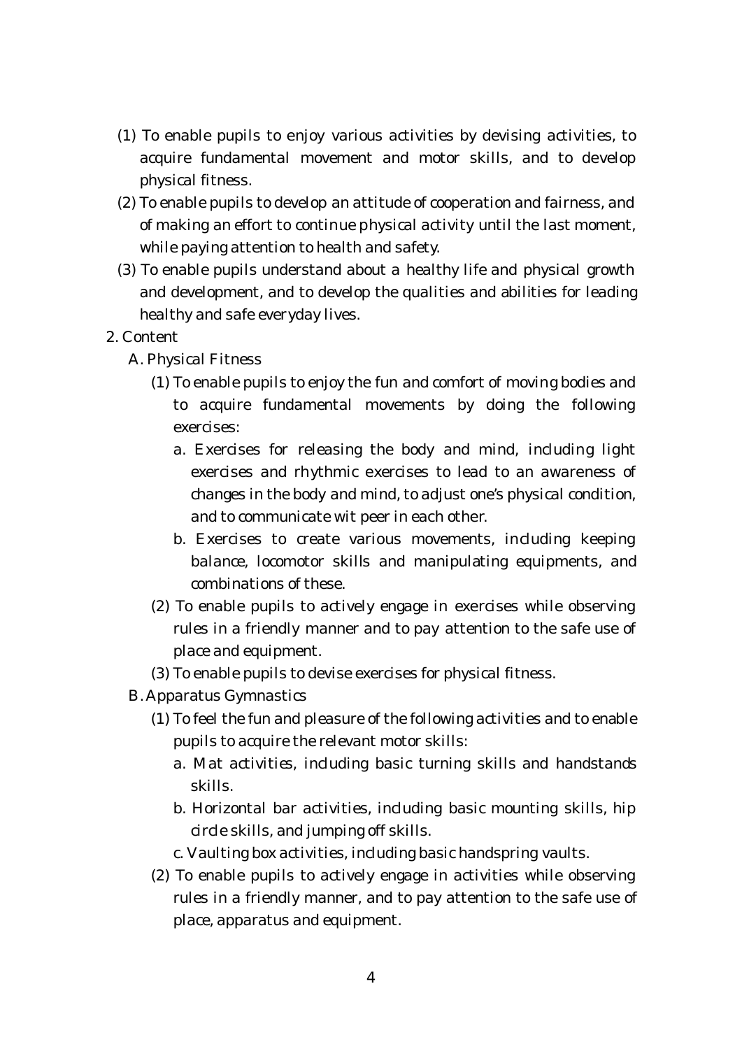(1) To enable pupils to enjoy various activities by devising activities, to acquire fundamental movement and motor skills, and to develop physical fitness.

(2) To enable pupils to develop an attitude of cooperation and fairness, and of making an effort to continue physical activity until the last moment, while paying attention to health and safety.

(3) To enable pupils understand about a healthy life and physical growth and development, and to develop the qualities and abilities for leading healthy and safe everyday lives.

2. Content

A. Physical Fitness

(1) To enable pupils to enjoy the fun and comfort of moving bodies and to acquire fundamental movements by doing the following exercises:

a. Exercises for releasing the body and mind, including light exercises and rhythmic exercises to lead to an awareness of changes in the body and mind, to adjust one's physical condition, and to communicate wit peer in each other.

b. Exercises to create various movements, including keeping balance, locomotor skills and manipulating equipments, and combinations of these.

(2) To enable pupils to actively engage in exercises while observing rules in a friendly manner and to pay attention to the safe use of place and equipment.

(3) To enable pupils to devise exercises for physical fitness.

B. Apparatus Gymnastics

(1) To feel the fun and pleasure of the following activities and to enable pupils to acquire the relevant motor skills:

a. Mat activities, including basic turning skills and handstands skills.

b. Horizontal bar activities, including basic mounting skills, hip circle skills, and jumping off skills.

c. Vaulting box activities, including basic handspring vaults.

(2) To enable pupils to actively engage in activities while observing rules in a friendly manner, and to pay attention to the safe use of place, apparatus and equipment.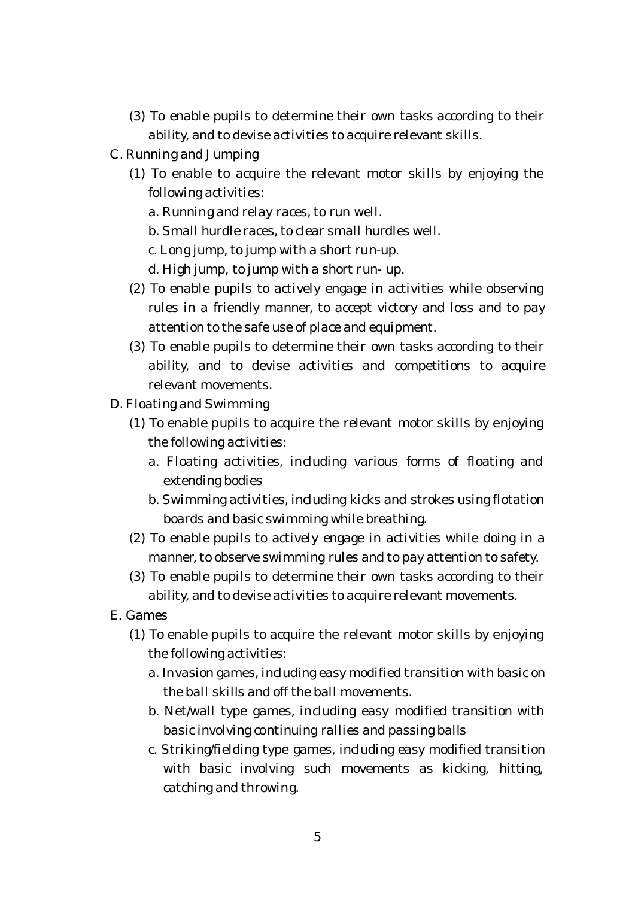(3) To enable pupils to determine their own tasks according to their ability, and to devise activities to acquire relevant skills.

C. Running and Jumping

(1) To enable to acquire the relevant motor skills by enjoying the following activities:

a. Running and relay races, to run well.

b. Small hurdle races, to clear small hurdles well.

c. Long jump, to jump with a short run-up.

d. High jump, to jump with a short run- up.

(2) To enable pupils to actively engage in activities while observing rules in a friendly manner, to accept victory and loss and to pay attention to the safe use of place and equipment.

(3) To enable pupils to determine their own tasks according to their ability, and to devise activities and competitions to acquire relevant movements.

D. Floating and Swimming

(1) To enable pupils to acquire the relevant motor skills by enjoying the following activities:

a. Floating activities, including various forms of floating and extending bodies

b. Swimming activities, including kicks and strokes using flotation boards and basic swimming while breathing.

(2) To enable pupils to actively engage in activities while doing in a manner, to observe swimming rules and to pay attention to safety.

(3) To enable pupils to determine their own tasks according to their ability, and to devise activities to acquire relevant movements.

E. Games

(1) To enable pupils to acquire the relevant motor skills by enjoying the following activities:

a. Invasion games, including easy modified transition with basic on the ball skills and off the ball movements.

b. Net/wall type games, including easy modified transition with basic involving continuing rallies and passing balls

c. Striking/fielding type games, including easy modified transition with basic involving such movements as kicking, hitting, catching and throwing.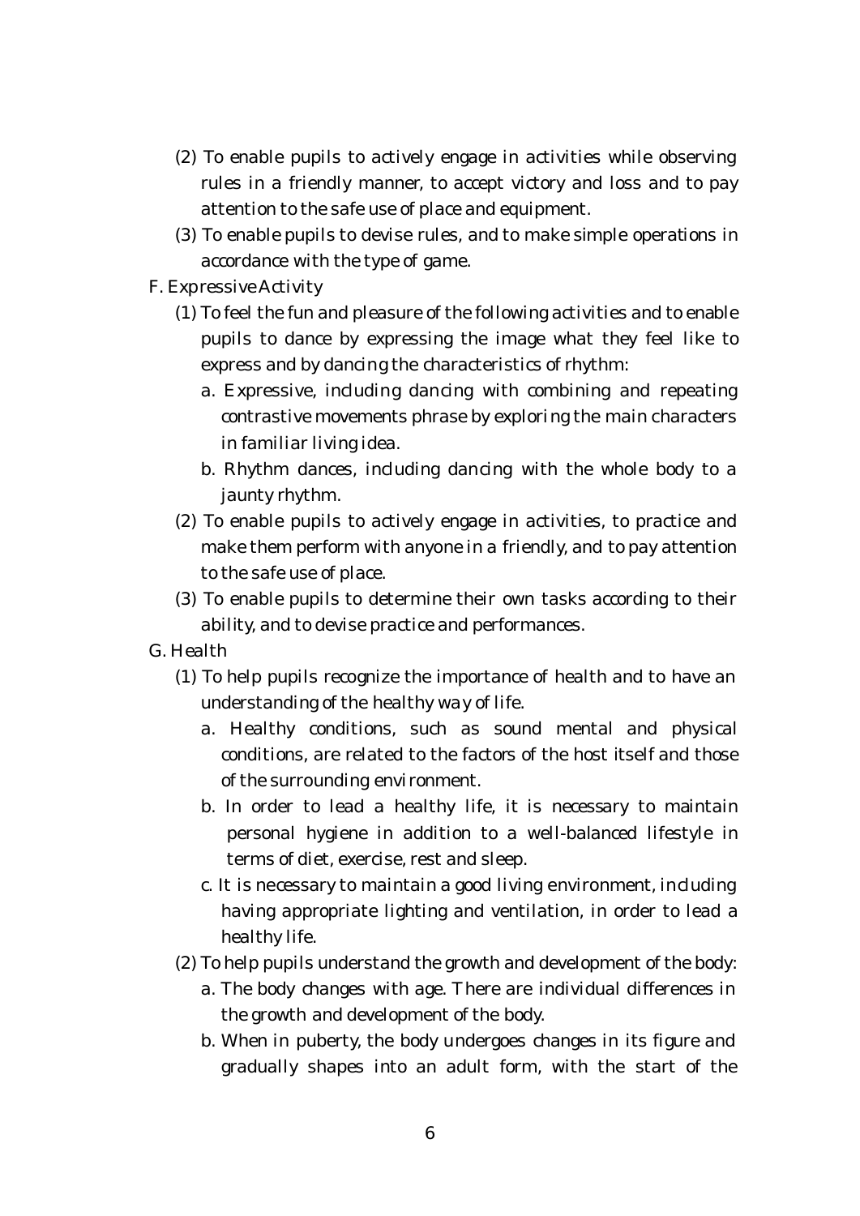(2) To enable pupils to actively engage in activities while observing rules in a friendly manner, to accept victory and loss and to pay attention to the safe use of place and equipment.

(3) To enable pupils to devise rules, and to make simple operations in accordance with the type of game.

F. Expressive Activity

(1) To feel the fun and pleasure of the following activities and to enable pupils to dance by expressing the image what they feel like to express and by dancing the characteristics of rhythm:

a. Expressive, including dancing with combining and repeating contrastive movements phrase by exploring the main characters in familiar living idea.

b. Rhythm dances, including dancing with the whole body to a jaunty rhythm.

(2) To enable pupils to actively engage in activities, to practice and make them perform with anyone in a friendly, and to pay attention to the safe use of place.

(3) To enable pupils to determine their own tasks according to their ability, and to devise practice and performances.

G. Health

(1) To help pupils recognize the importance of health and to have an understanding of the healthy way of life.

a. Healthy conditions, such as sound mental and physical conditions, are related to the factors of the host itself and those of the surrounding environment.

b. In order to lead a healthy life, it is necessary to maintain personal hygiene in addition to a well-balanced lifestyle in terms of diet, exercise, rest and sleep.

c. It is necessary to maintain a good living environment, including having appropriate lighting and ventilation, in order to lead a healthy life.

(2) To help pupils understand the growth and development of the body:

a. The body changes with age. There are individual differences in the growth and development of the body.

b. When in puberty, the body undergoes changes in its figure and gradually shapes into an adult form, with the start of the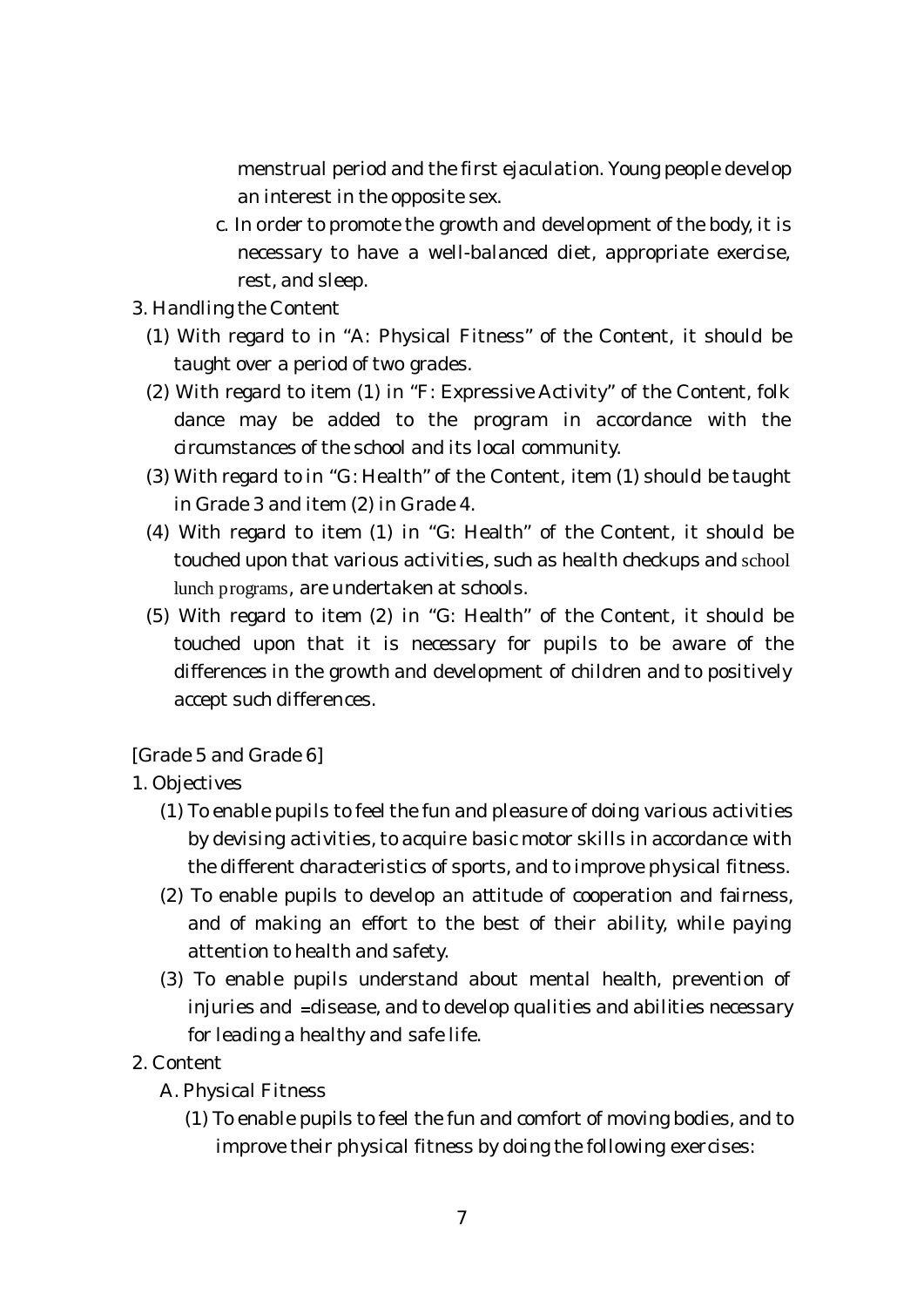menstrual period and the first ejaculation. Young people develop an interest in the opposite sex.

c. In order to promote the growth and development of the body, it is necessary to have a well-balanced diet, appropriate exercise, rest, and sleep.

3. Handling the Content

(1) With regard to in "A: Physical Fitness" of the Content, it should be taught over a period of two grades.

(2) With regard to item (1) in "F: Expressive Activity" of the Content, folk dance may be added to the program in accordance with the circumstances of the school and its local community.

(3) With regard to in "G: Health" of the Content, item (1) should be taught in Grade 3 and item (2) in Grade 4.

(4) With regard to item (1) in "G: Health" of the Content, it should be touched upon that various activities, such as health checkups and school lunch programs, are undertaken at schools.

(5) With regard to item (2) in "G: Health" of the Content, it should be touched upon that it is necessary for pupils to be aware of the differences in the growth and development of children and to positively accept such differences.

[Grade 5 and Grade 6]

1. Objectives

(1) To enable pupils to feel the fun and pleasure of doing various activities by devising activities, to acquire basic motor skills in accordance with the different characteristics of sports, and to improve physical fitness.

(2) To enable pupils to develop an attitude of cooperation and fairness, and of making an effort to the best of their ability, while paying attention to health and safety.

(3) To enable pupils understand about mental health, prevention of injuries and disease, and to develop qualities and abilities necessary for leading a healthy and safe life.

2. Content

A. Physical Fitness

(1) To enable pupils to feel the fun and comfort of moving bodies, and to improve their physical fitness by doing the following exercises: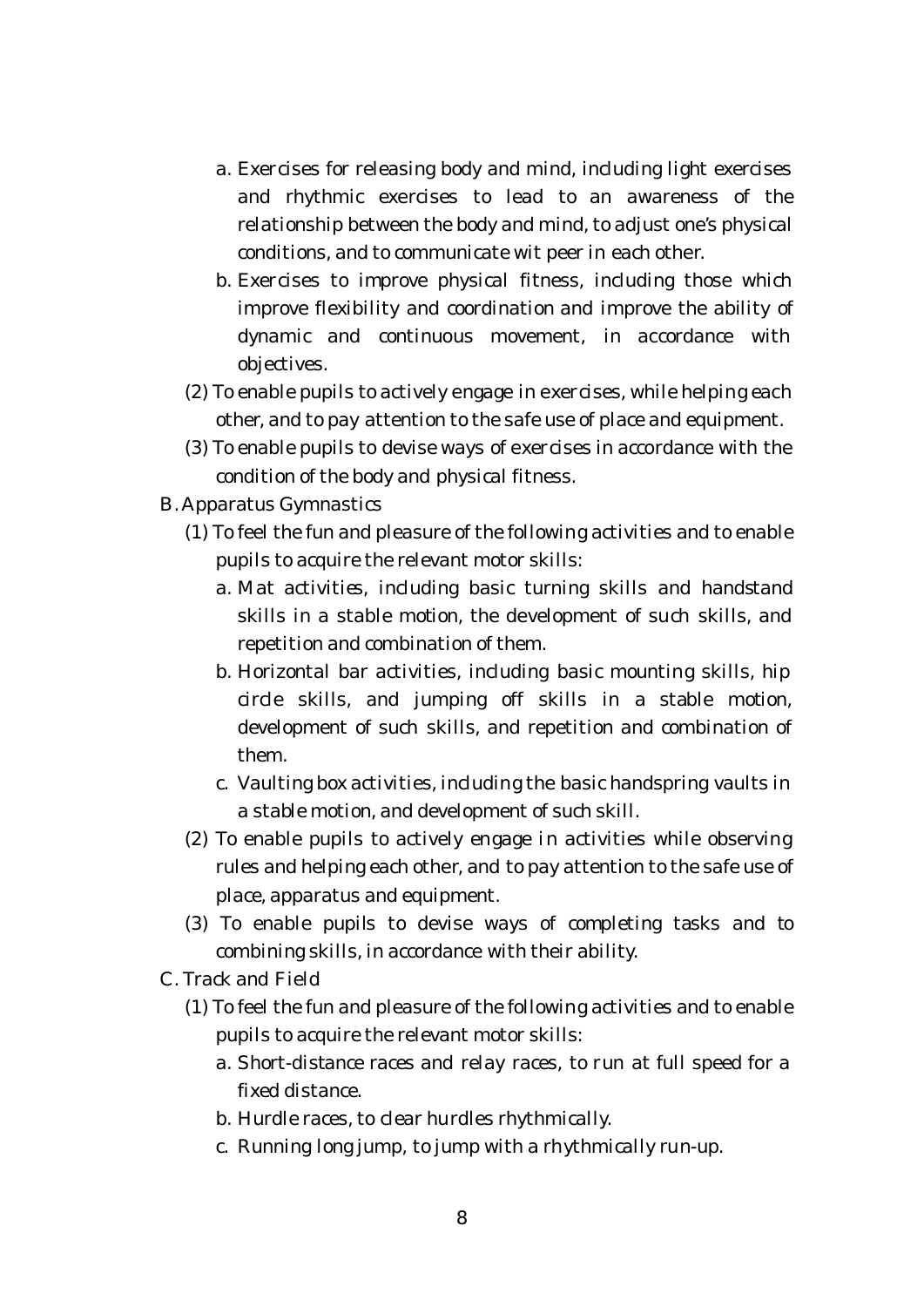a. Exercises for releasing body and mind, including light exercises and rhythmic exercises to lead to an awareness of the relationship between the body and mind, to adjust one's physical conditions, and to communicate wit peer in each other.

b. Exercises to improve physical fitness, including those which improve flexibility and coordination and improve the ability of dynamic and continuous movement, in accordance with objectives.

(2) To enable pupils to actively engage in exercises, while helping each other, and to pay attention to the safe use of place and equipment.

(3) To enable pupils to devise ways of exercises in accordance with the condition of the body and physical fitness.

B. Apparatus Gymnastics

(1) To feel the fun and pleasure of the following activities and to enable pupils to acquire the relevant motor skills:

a. Mat activities, including basic turning skills and handstand skills in a stable motion, the development of such skills, and repetition and combination of them.

b. Horizontal bar activities, including basic mounting skills, hip circle skills, and jumping off skills in a stable motion, development of such skills, and repetition and combination of them.

c. Vaulting box activities, including the basic handspring vaults in a stable motion, and development of such skill.

(2) To enable pupils to actively engage in activities while observing rules and helping each other, and to pay attention to the safe use of place, apparatus and equipment.

(3) To enable pupils to devise ways of completing tasks and to combining skills, in accordance with their ability.

C. Track and Field

(1) To feel the fun and pleasure of the following activities and to enable pupils to acquire the relevant motor skills:

a. Short-distance races and relay races, to run at full speed for a fixed distance.

b. Hurdle races, to clear hurdles rhythmically.

c. Running long jump, to jump with a rhythmically run-up.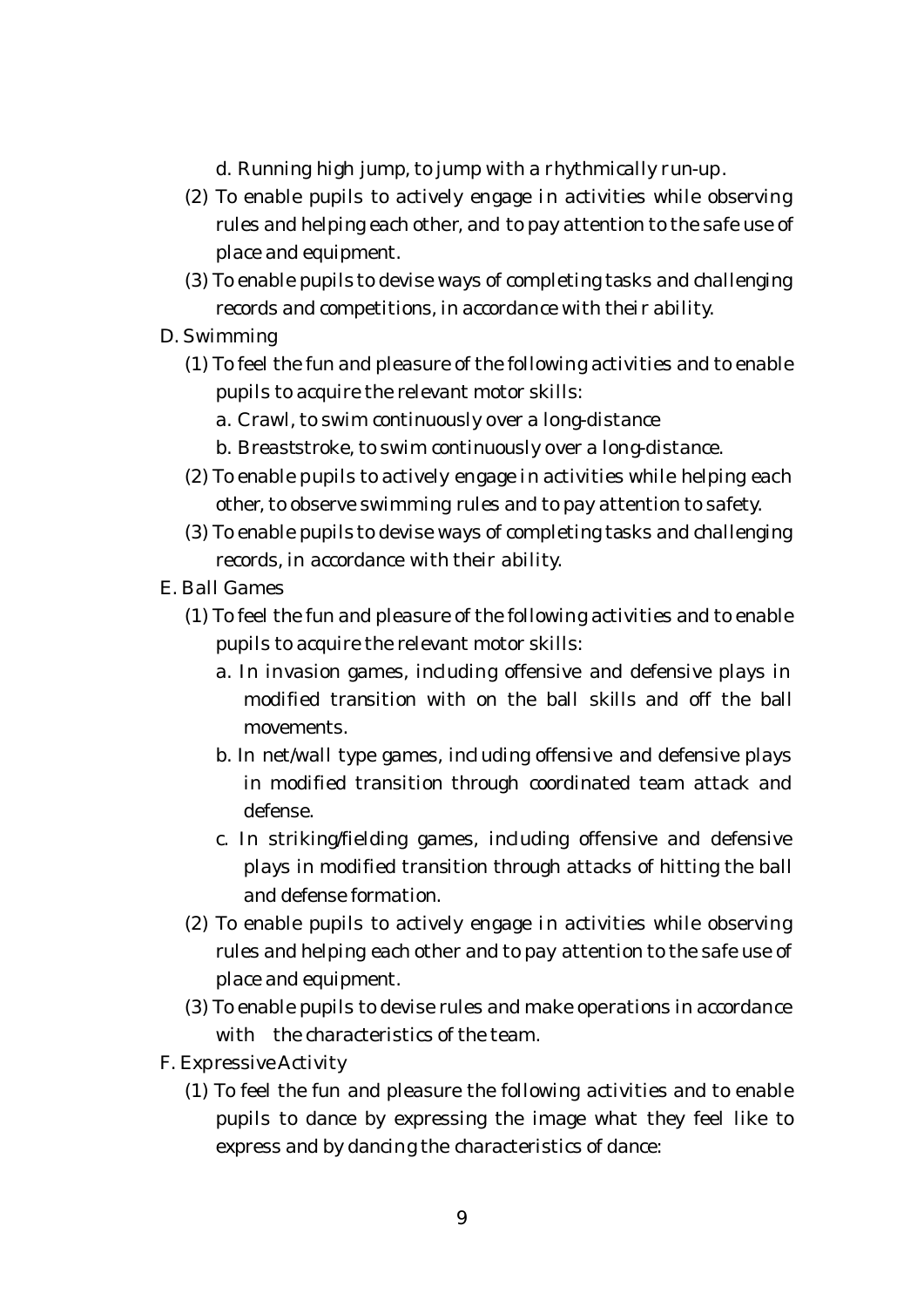d. Running high jump, to jump with a rhythmically run-up.

(2) To enable pupils to actively engage in activities while observing rules and helping each other, and to pay attention to the safe use of place and equipment.

(3) To enable pupils to devise ways of completing tasks and challenging records and competitions, in accordance with their ability.

D. Swimming

(1) To feel the fun and pleasure of the following activities and to enable pupils to acquire the relevant motor skills:

a. Crawl, to swim continuously over a long-distance

b. Breaststroke, to swim continuously over a long-distance.

(2) To enable pupils to actively engage in activities while helping each other, to observe swimming rules and to pay attention to safety.

(3) To enable pupils to devise ways of completing tasks and challenging records, in accordance with their ability.

E. Ball Games

(1) To feel the fun and pleasure of the following activities and to enable pupils to acquire the relevant motor skills:

a. In invasion games, including offensive and defensive plays in modified transition with on the ball skills and off the ball movements.

b. In net/wall type games, including offensive and defensive plays in modified transition through coordinated team attack and defense.

c. In striking/fielding games, including offensive and defensive plays in modified transition through attacks of hitting the ball and defense formation.

(2) To enable pupils to actively engage in activities while observing rules and helping each other and to pay attention to the safe use of place and equipment.

(3) To enable pupils to devise rules and make operations in accordance with the characteristics of the team.

F. Expressive Activity

(1) To feel the fun and pleasure the following activities and to enable pupils to dance by expressing the image what they feel like to express and by dancing the characteristics of dance: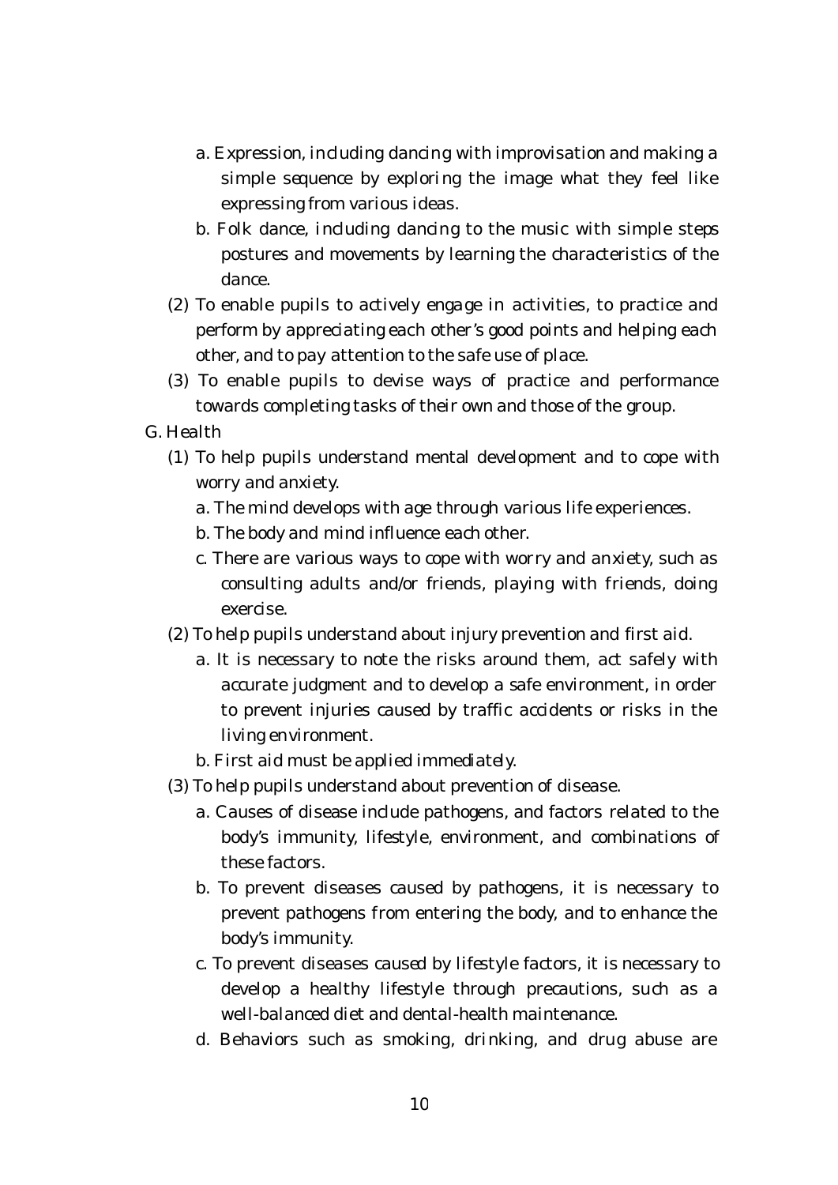a. Expression, including dancing with improvisation and making a simple sequence by exploring the image what they feel like expressing from various ideas.

b. Folk dance, including dancing to the music with simple steps postures and movements by learning the characteristics of the dance.

(2) To enable pupils to actively engage in activities, to practice and perform by appreciating each other's good points and helping each other, and to pay attention to the safe use of place.

(3) To enable pupils to devise ways of practice and performance towards completing tasks of their own and those of the group.

G. Health

(1) To help pupils understand mental development and to cope with worry and anxiety.

a. The mind develops with age through various life experiences.

b. The body and mind influence each other.

c. There are various ways to cope with worry and anxiety, such as consulting adults and/or friends, playing with friends, doing exercise.

(2) To help pupils understand about injury prevention and first aid.

a. It is necessary to note the risks around them, act safely with accurate judgment and to develop a safe environment, in order to prevent injuries caused by traffic accidents or risks in the living environment.

b. First aid must be applied immediately.

(3) To help pupils understand about prevention of disease.

a. Causes of disease include pathogens, and factors related to the body's immunity, lifestyle, environment, and combinations of these factors.

b. To prevent diseases caused by pathogens, it is necessary to prevent pathogens from entering the body, and to enhance the body's immunity.

c. To prevent diseases caused by lifestyle factors, it is necessary to develop a healthy lifestyle through precautions, such as a well-balanced diet and dental-health maintenance.

d. Behaviors such as smoking, drinking, and drug abuse are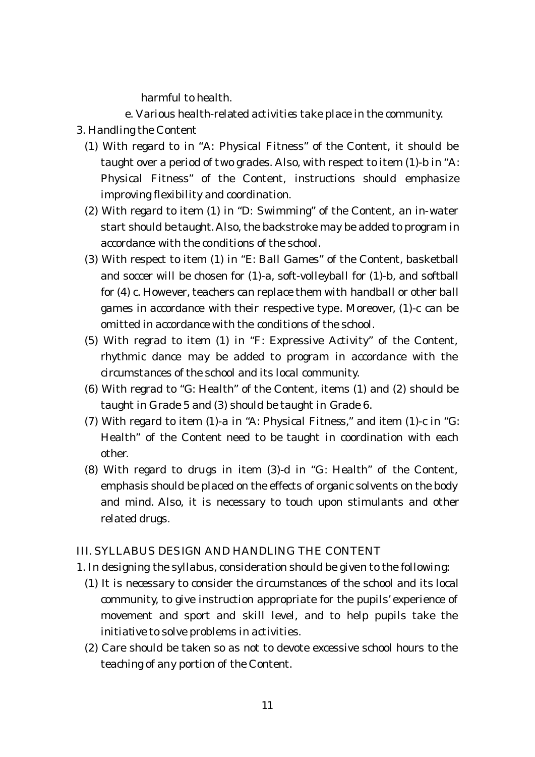harmful to health.

e. Various health-related activities take place in the community.

3. Handling the Content

(1) With regard to in "A: Physical Fitness" of the Content, it should be taught over a period of two grades. Also, with respect to item (1)-b in "A: Physical Fitness" of the Content, instructions should emphasize improving flexibility and coordination.

(2) With regard to item (1) in "D: Swimming" of the Content, an in-water start should be taught. Also, the backstroke may be added to program in accordance with the conditions of the school.

(3) With respect to item (1) in "E: Ball Games" of the Content, basketball and soccer will be chosen for (1)-a, soft-volleyball for (1)-b, and softball for (4) c. However, teachers can replace them with handball or other ball games in accordance with their respective type. Moreover, (1)-c can be omitted in accordance with the conditions of the school.

(5) With regrad to item (1) in "F: Expressive Activity" of the Content, rhythmic dance may be added to program in accordance with the circumstances of the school and its local community.

(6) With regrad to "G: Health" of the Content, items (1) and (2) should be taught in Grade 5 and (3) should be taught in Grade 6.

(7) With regard to item (1)-a in "A: Physical Fitness," and item (1)-c in "G: Health" of the Content need to be taught in coordination with each other.

(8) With regard to drugs in item (3)-d in "G: Health" of the Content, emphasis should be placed on the effects of organic solvents on the body and mind. Also, it is necessary to touch upon stimulants and other related drugs.

## III. SYLLABUS DESIGN AND HANDLING THE CONTENT

1. In designing the syllabus, consideration should be given to the following:

(1) It is necessary to consider the circumstances of the school and its local community, to give instruction appropriate for the pupils' experience of movement and sport and skill level, and to help pupils take the initiative to solve problems in activities.

(2) Care should be taken so as not to devote excessive school hours to the teaching of any portion of the Content.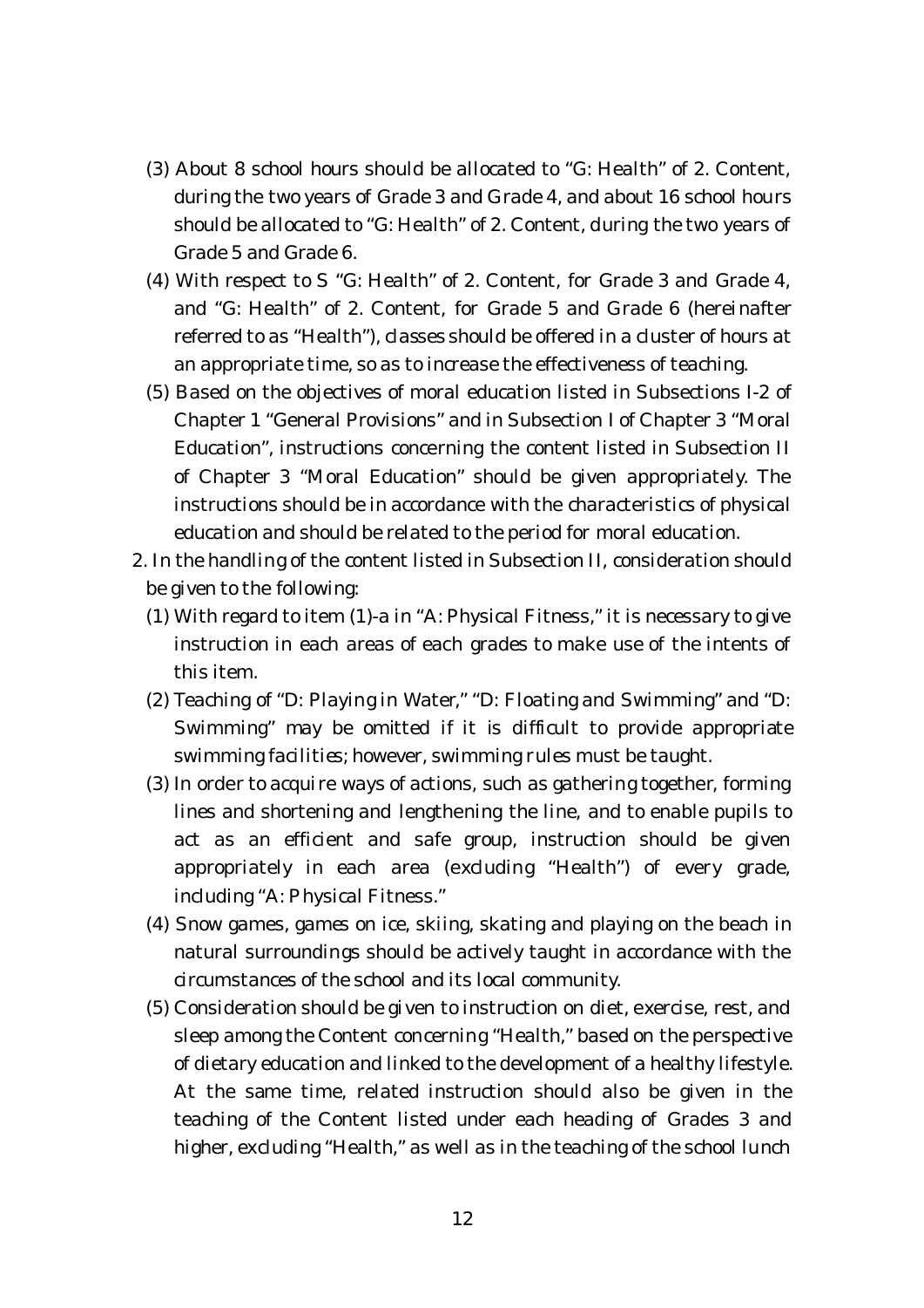(3) About 8 school hours should be allocated to "G: Health" of 2. Content, during the two years of Grade 3 and Grade 4, and about 16 school hours should be allocated to "G: Health" of 2. Content, during the two years of Grade 5 and Grade 6.

(4) With respect to S "G: Health" of 2. Content, for Grade 3 and Grade 4, and "G: Health" of 2. Content, for Grade 5 and Grade 6 (hereinafter referred to as "Health"), classes should be offered in a cluster of hours at an appropriate time, so as to increase the effectiveness of teaching.

(5) Based on the objectives of moral education listed in Subsections I-2 of Chapter 1 "General Provisions" and in Subsection I of Chapter 3 "Moral Education", instructions concerning the content listed in Subsection II of Chapter 3 "Moral Education" should be given appropriately. The instructions should be in accordance with the characteristics of physical education and should be related to the period for moral education.

2. In the handling of the content listed in Subsection II, consideration should be given to the following:

(1) With regard to item (1)-a in "A: Physical Fitness," it is necessary to give instruction in each areas of each grades to make use of the intents of this item.

(2) Teaching of "D: Playing in Water," "D: Floating and Swimming" and "D: Swimming" may be omitted if it is difficult to provide appropriate swimming facilities; however, swimming rules must be taught.

(3) In order to acquire ways of actions, such as gathering together, forming lines and shortening and lengthening the line, and to enable pupils to act as an efficient and safe group, instruction should be given appropriately in each area (excluding "Health") of every grade, including "A: Physical Fitness."

(4) Snow games, games on ice, skiing, skating and playing on the beach in natural surroundings should be actively taught in accordance with the circumstances of the school and its local community.

(5) Consideration should be given to instruction on diet, exercise, rest, and sleep among the Content concerning "Health," based on the perspective of dietary education and linked to the development of a healthy lifestyle. At the same time, related instruction should also be given in the teaching of the Content listed under each heading of Grades 3 and higher, excluding "Health," as well as in the teaching of the school lunch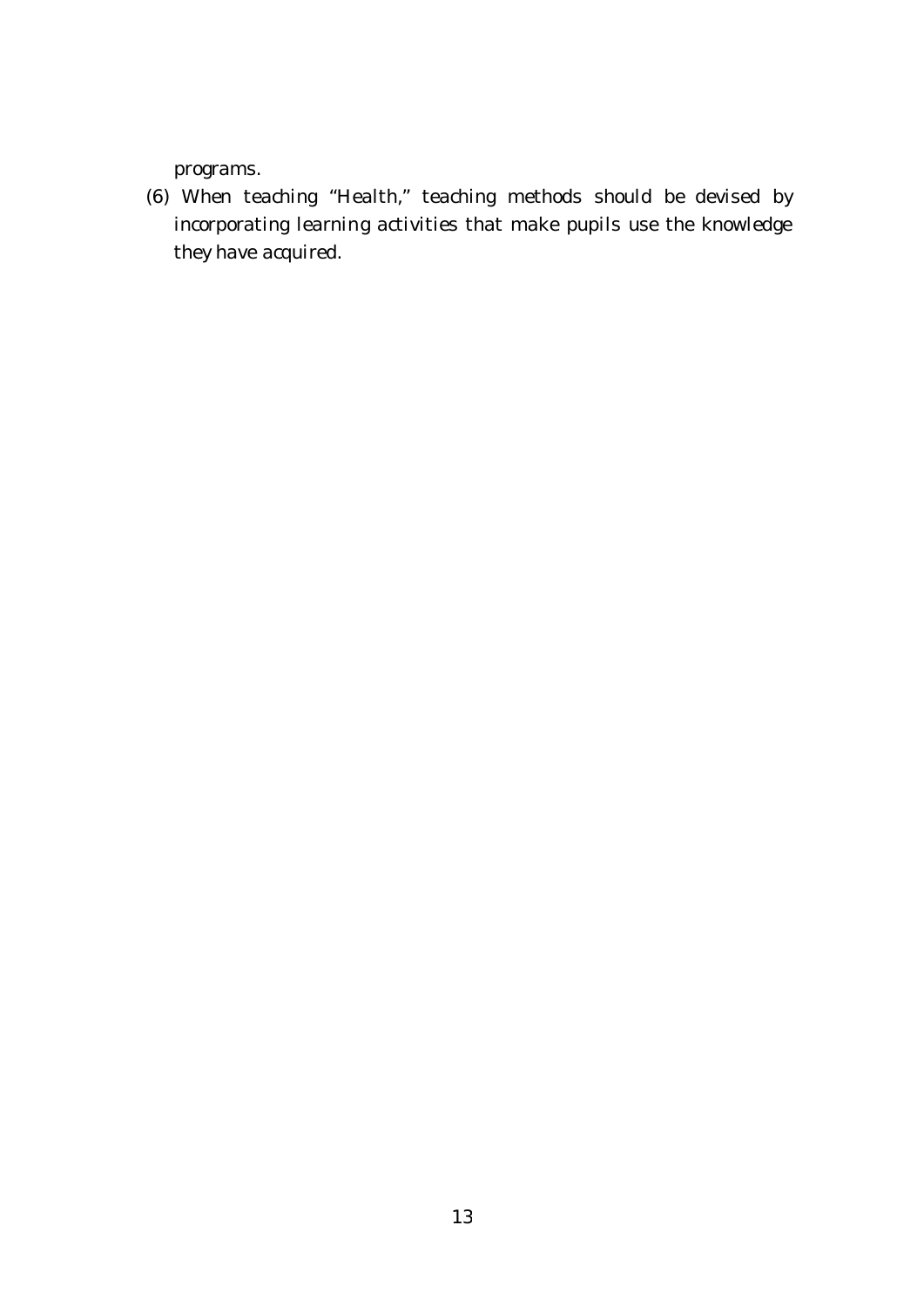programs.

(6) When teaching "Health," teaching methods should be devised by incorporating learning activities that make pupils use the knowledge they have acquired.